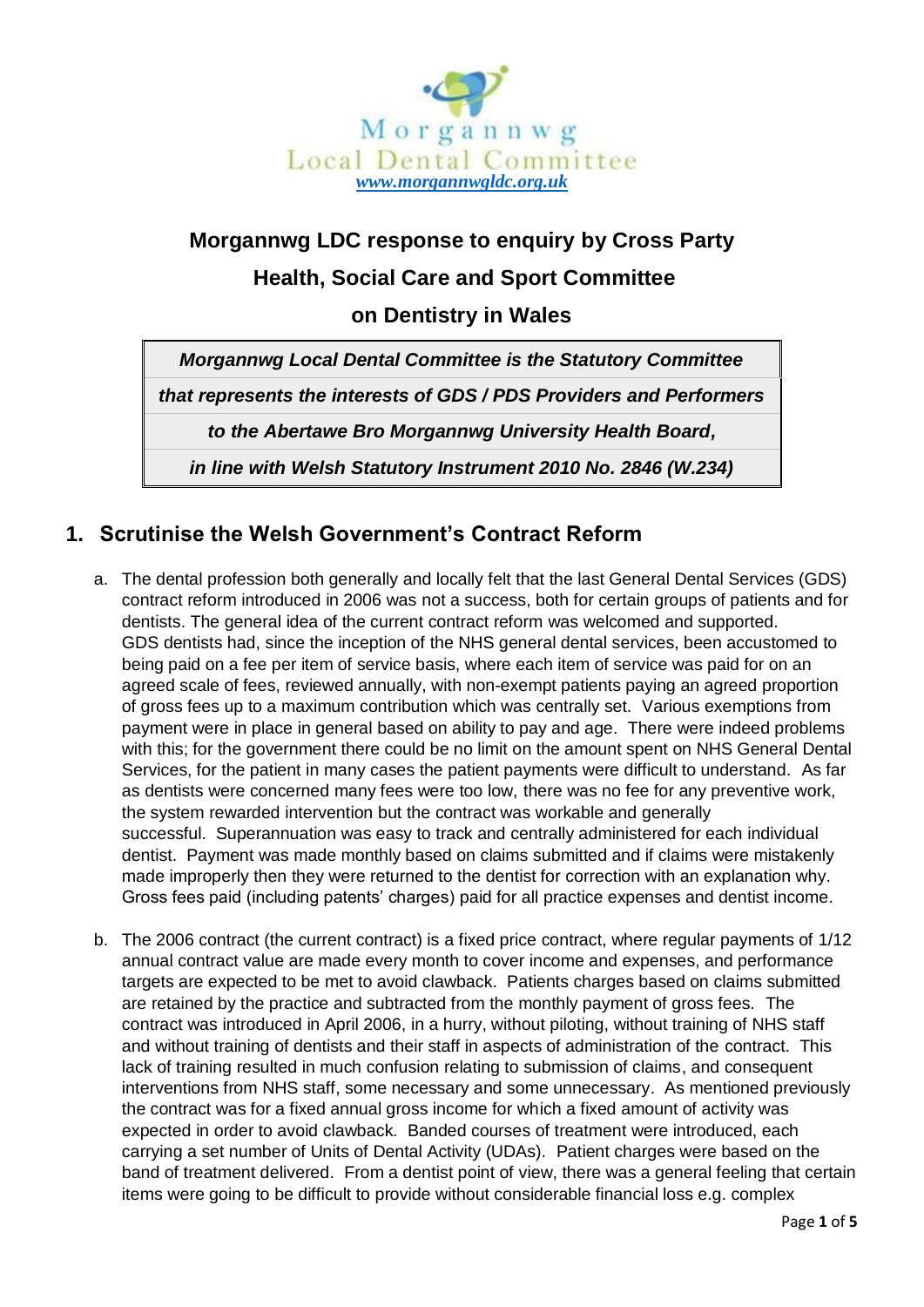Morgannwg
Local Dental Committee
*www.morgannwgldc.org.uk*

# Morgannwg LDC response to enquiry by Cross Party Health, Social Care and Sport Committee on Dentistry in Wales

| ***Morgannwg Local Dental Committee is the Statutory Committee*** |
|---|
| ***that represents the interests of GDS / PDS Providers and Performers*** |
| ***to the Abertawe Bro Morgannwg University Health Board,*** |
| ***in line with Welsh Statutory Instrument 2010 No. 2846 (W.234)*** |

## 1. Scrutinise the Welsh Government's Contract Reform

a. The dental profession both generally and locally felt that the last General Dental Services (GDS) contract reform introduced in 2006 was not a success, both for certain groups of patients and for dentists. The general idea of the current contract reform was welcomed and supported. GDS dentists had, since the inception of the NHS general dental services, been accustomed to being paid on a fee per item of service basis, where each item of service was paid for on an agreed scale of fees, reviewed annually, with non-exempt patients paying an agreed proportion of gross fees up to a maximum contribution which was centrally set. Various exemptions from payment were in place in general based on ability to pay and age. There were indeed problems with this; for the government there could be no limit on the amount spent on NHS General Dental Services, for the patient in many cases the patient payments were difficult to understand. As far as dentists were concerned many fees were too low, there was no fee for any preventive work, the system rewarded intervention but the contract was workable and generally successful. Superannuation was easy to track and centrally administered for each individual dentist. Payment was made monthly based on claims submitted and if claims were mistakenly made improperly then they were returned to the dentist for correction with an explanation why. Gross fees paid (including patents' charges) paid for all practice expenses and dentist income.

b. The 2006 contract (the current contract) is a fixed price contract, where regular payments of 1/12 annual contract value are made every month to cover income and expenses, and performance targets are expected to be met to avoid clawback. Patients charges based on claims submitted are retained by the practice and subtracted from the monthly payment of gross fees. The contract was introduced in April 2006, in a hurry, without piloting, without training of NHS staff and without training of dentists and their staff in aspects of administration of the contract. This lack of training resulted in much confusion relating to submission of claims, and consequent interventions from NHS staff, some necessary and some unnecessary. As mentioned previously the contract was for a fixed annual gross income for which a fixed amount of activity was expected in order to avoid clawback. Banded courses of treatment were introduced, each carrying a set number of Units of Dental Activity (UDAs). Patient charges were based on the band of treatment delivered. From a dentist point of view, there was a general feeling that certain items were going to be difficult to provide without considerable financial loss e.g. complex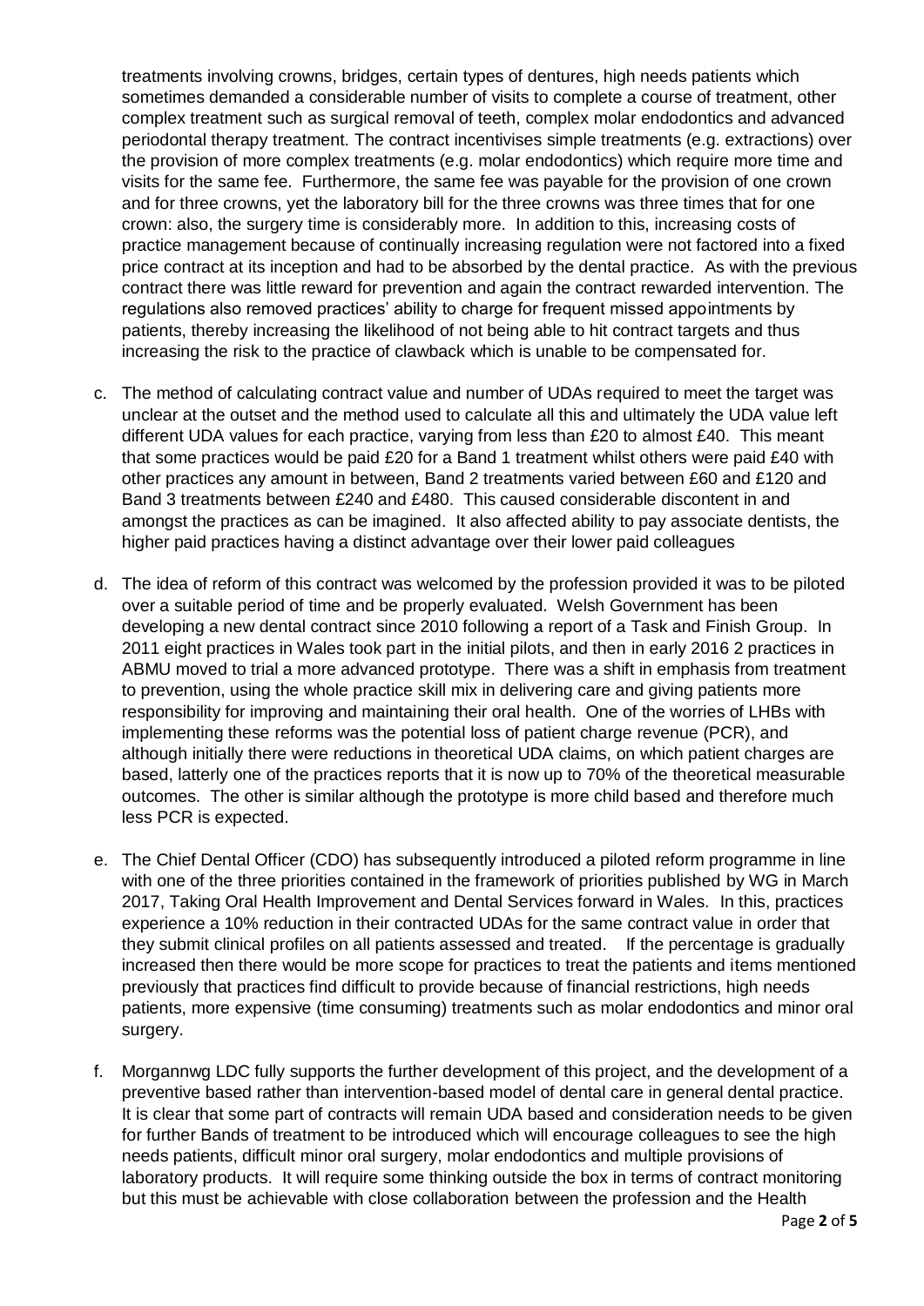treatments involving crowns, bridges, certain types of dentures, high needs patients which sometimes demanded a considerable number of visits to complete a course of treatment, other complex treatment such as surgical removal of teeth, complex molar endodontics and advanced periodontal therapy treatment. The contract incentivises simple treatments (e.g. extractions) over the provision of more complex treatments (e.g. molar endodontics) which require more time and visits for the same fee. Furthermore, the same fee was payable for the provision of one crown and for three crowns, yet the laboratory bill for the three crowns was three times that for one crown: also, the surgery time is considerably more. In addition to this, increasing costs of practice management because of continually increasing regulation were not factored into a fixed price contract at its inception and had to be absorbed by the dental practice. As with the previous contract there was little reward for prevention and again the contract rewarded intervention. The regulations also removed practices' ability to charge for frequent missed appointments by patients, thereby increasing the likelihood of not being able to hit contract targets and thus increasing the risk to the practice of clawback which is unable to be compensated for.

c. The method of calculating contract value and number of UDAs required to meet the target was unclear at the outset and the method used to calculate all this and ultimately the UDA value left different UDA values for each practice, varying from less than £20 to almost £40. This meant that some practices would be paid £20 for a Band 1 treatment whilst others were paid £40 with other practices any amount in between, Band 2 treatments varied between £60 and £120 and Band 3 treatments between £240 and £480. This caused considerable discontent in and amongst the practices as can be imagined. It also affected ability to pay associate dentists, the higher paid practices having a distinct advantage over their lower paid colleagues

d. The idea of reform of this contract was welcomed by the profession provided it was to be piloted over a suitable period of time and be properly evaluated. Welsh Government has been developing a new dental contract since 2010 following a report of a Task and Finish Group. In 2011 eight practices in Wales took part in the initial pilots, and then in early 2016 2 practices in ABMU moved to trial a more advanced prototype. There was a shift in emphasis from treatment to prevention, using the whole practice skill mix in delivering care and giving patients more responsibility for improving and maintaining their oral health. One of the worries of LHBs with implementing these reforms was the potential loss of patient charge revenue (PCR), and although initially there were reductions in theoretical UDA claims, on which patient charges are based, latterly one of the practices reports that it is now up to 70% of the theoretical measurable outcomes. The other is similar although the prototype is more child based and therefore much less PCR is expected.

e. The Chief Dental Officer (CDO) has subsequently introduced a piloted reform programme in line with one of the three priorities contained in the framework of priorities published by WG in March 2017, Taking Oral Health Improvement and Dental Services forward in Wales. In this, practices experience a 10% reduction in their contracted UDAs for the same contract value in order that they submit clinical profiles on all patients assessed and treated. If the percentage is gradually increased then there would be more scope for practices to treat the patients and items mentioned previously that practices find difficult to provide because of financial restrictions, high needs patients, more expensive (time consuming) treatments such as molar endodontics and minor oral surgery.

f. Morgannwg LDC fully supports the further development of this project, and the development of a preventive based rather than intervention-based model of dental care in general dental practice. It is clear that some part of contracts will remain UDA based and consideration needs to be given for further Bands of treatment to be introduced which will encourage colleagues to see the high needs patients, difficult minor oral surgery, molar endodontics and multiple provisions of laboratory products. It will require some thinking outside the box in terms of contract monitoring but this must be achievable with close collaboration between the profession and the Health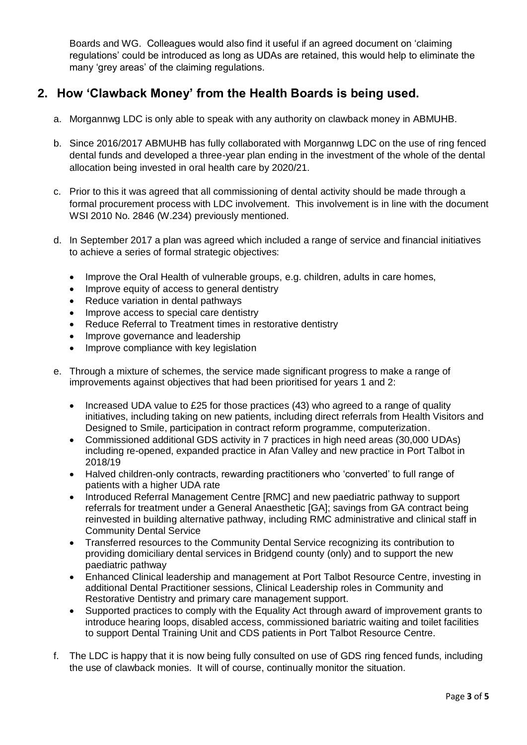Boards and WG. Colleagues would also find it useful if an agreed document on 'claiming regulations' could be introduced as long as UDAs are retained, this would help to eliminate the many 'grey areas' of the claiming regulations.

## 2. How 'Clawback Money' from the Health Boards is being used.

a. Morgannwg LDC is only able to speak with any authority on clawback money in ABMUHB.

b. Since 2016/2017 ABMUHB has fully collaborated with Morgannwg LDC on the use of ring fenced dental funds and developed a three-year plan ending in the investment of the whole of the dental allocation being invested in oral health care by 2020/21.

c. Prior to this it was agreed that all commissioning of dental activity should be made through a formal procurement process with LDC involvement. This involvement is in line with the document WSI 2010 No. 2846 (W.234) previously mentioned.

d. In September 2017 a plan was agreed which included a range of service and financial initiatives to achieve a series of formal strategic objectives:

- Improve the Oral Health of vulnerable groups, e.g. children, adults in care homes,
- Improve equity of access to general dentistry
- Reduce variation in dental pathways
- Improve access to special care dentistry
- Reduce Referral to Treatment times in restorative dentistry
- Improve governance and leadership
- Improve compliance with key legislation

e. Through a mixture of schemes, the service made significant progress to make a range of improvements against objectives that had been prioritised for years 1 and 2:

- Increased UDA value to £25 for those practices (43) who agreed to a range of quality initiatives, including taking on new patients, including direct referrals from Health Visitors and Designed to Smile, participation in contract reform programme, computerization.
- Commissioned additional GDS activity in 7 practices in high need areas (30,000 UDAs) including re-opened, expanded practice in Afan Valley and new practice in Port Talbot in 2018/19
- Halved children-only contracts, rewarding practitioners who 'converted' to full range of patients with a higher UDA rate
- Introduced Referral Management Centre [RMC] and new paediatric pathway to support referrals for treatment under a General Anaesthetic [GA]; savings from GA contract being reinvested in building alternative pathway, including RMC administrative and clinical staff in Community Dental Service
- Transferred resources to the Community Dental Service recognizing its contribution to providing domiciliary dental services in Bridgend county (only) and to support the new paediatric pathway
- Enhanced Clinical leadership and management at Port Talbot Resource Centre, investing in additional Dental Practitioner sessions, Clinical Leadership roles in Community and Restorative Dentistry and primary care management support.
- Supported practices to comply with the Equality Act through award of improvement grants to introduce hearing loops, disabled access, commissioned bariatric waiting and toilet facilities to support Dental Training Unit and CDS patients in Port Talbot Resource Centre.

f. The LDC is happy that it is now being fully consulted on use of GDS ring fenced funds, including the use of clawback monies. It will of course, continually monitor the situation.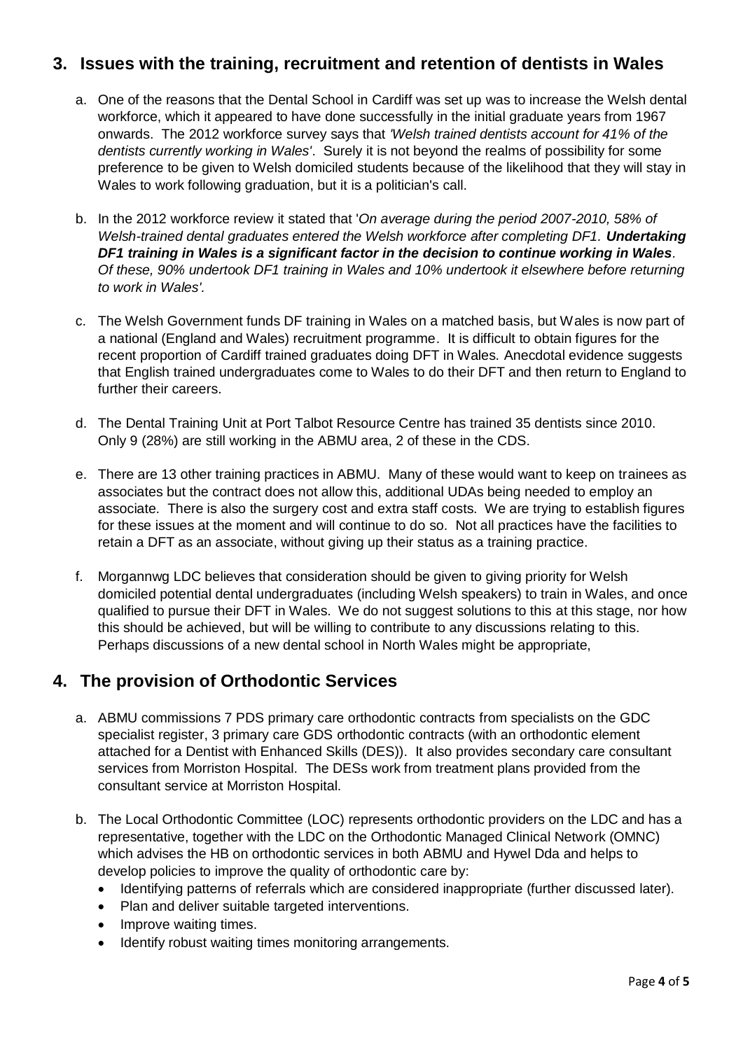## 3. Issues with the training, recruitment and retention of dentists in Wales

a. One of the reasons that the Dental School in Cardiff was set up was to increase the Welsh dental workforce, which it appeared to have done successfully in the initial graduate years from 1967 onwards. The 2012 workforce survey says that *'Welsh trained dentists account for 41% of the dentists currently working in Wales'*. Surely it is not beyond the realms of possibility for some preference to be given to Welsh domiciled students because of the likelihood that they will stay in Wales to work following graduation, but it is a politician's call.

b. In the 2012 workforce review it stated that '*On average during the period 2007-2010, 58% of Welsh-trained dental graduates entered the Welsh workforce after completing DF1. **Undertaking DF1 training in Wales is a significant factor in the decision to continue working in Wales**. Of these, 90% undertook DF1 training in Wales and 10% undertook it elsewhere before returning to work in Wales'.*

c. The Welsh Government funds DF training in Wales on a matched basis, but Wales is now part of a national (England and Wales) recruitment programme. It is difficult to obtain figures for the recent proportion of Cardiff trained graduates doing DFT in Wales. Anecdotal evidence suggests that English trained undergraduates come to Wales to do their DFT and then return to England to further their careers.

d. The Dental Training Unit at Port Talbot Resource Centre has trained 35 dentists since 2010. Only 9 (28%) are still working in the ABMU area, 2 of these in the CDS.

e. There are 13 other training practices in ABMU. Many of these would want to keep on trainees as associates but the contract does not allow this, additional UDAs being needed to employ an associate. There is also the surgery cost and extra staff costs. We are trying to establish figures for these issues at the moment and will continue to do so. Not all practices have the facilities to retain a DFT as an associate, without giving up their status as a training practice.

f. Morgannwg LDC believes that consideration should be given to giving priority for Welsh domiciled potential dental undergraduates (including Welsh speakers) to train in Wales, and once qualified to pursue their DFT in Wales. We do not suggest solutions to this at this stage, nor how this should be achieved, but will be willing to contribute to any discussions relating to this. Perhaps discussions of a new dental school in North Wales might be appropriate,

## 4. The provision of Orthodontic Services

a. ABMU commissions 7 PDS primary care orthodontic contracts from specialists on the GDC specialist register, 3 primary care GDS orthodontic contracts (with an orthodontic element attached for a Dentist with Enhanced Skills (DES)). It also provides secondary care consultant services from Morriston Hospital. The DESs work from treatment plans provided from the consultant service at Morriston Hospital.

b. The Local Orthodontic Committee (LOC) represents orthodontic providers on the LDC and has a representative, together with the LDC on the Orthodontic Managed Clinical Network (OMNC) which advises the HB on orthodontic services in both ABMU and Hywel Dda and helps to develop policies to improve the quality of orthodontic care by:
   - Identifying patterns of referrals which are considered inappropriate (further discussed later).
   - Plan and deliver suitable targeted interventions.
   - Improve waiting times.
   - Identify robust waiting times monitoring arrangements.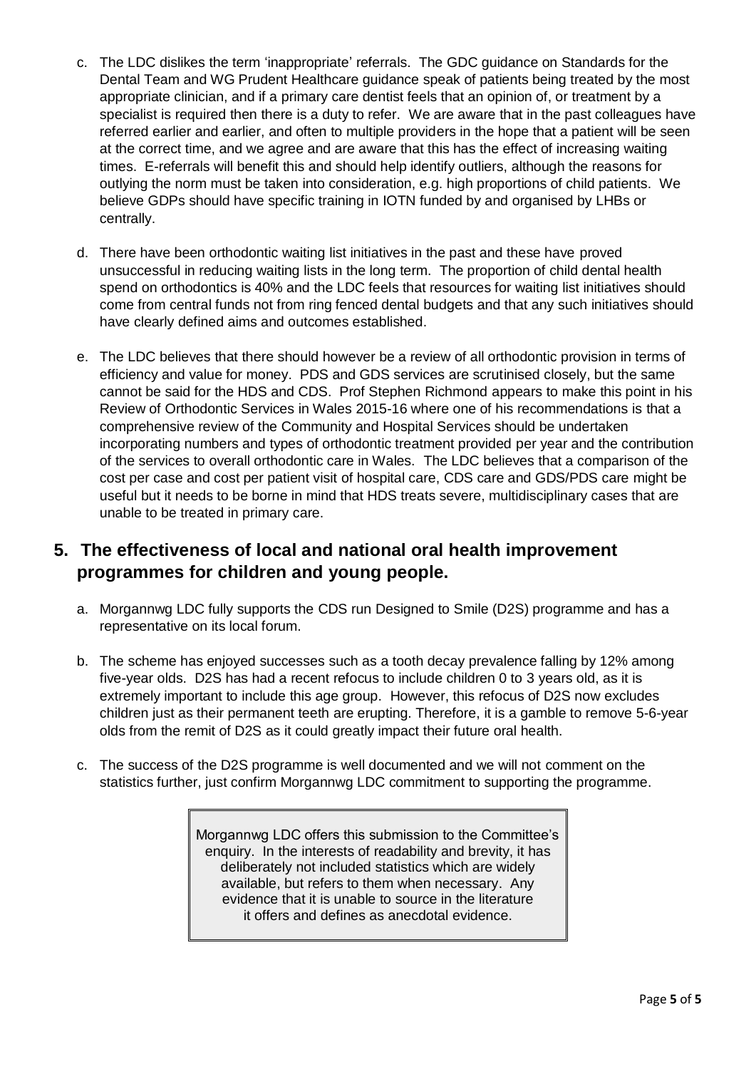c. The LDC dislikes the term 'inappropriate' referrals. The GDC guidance on Standards for the Dental Team and WG Prudent Healthcare guidance speak of patients being treated by the most appropriate clinician, and if a primary care dentist feels that an opinion of, or treatment by a specialist is required then there is a duty to refer. We are aware that in the past colleagues have referred earlier and earlier, and often to multiple providers in the hope that a patient will be seen at the correct time, and we agree and are aware that this has the effect of increasing waiting times. E-referrals will benefit this and should help identify outliers, although the reasons for outlying the norm must be taken into consideration, e.g. high proportions of child patients. We believe GDPs should have specific training in IOTN funded by and organised by LHBs or centrally.

d. There have been orthodontic waiting list initiatives in the past and these have proved unsuccessful in reducing waiting lists in the long term. The proportion of child dental health spend on orthodontics is 40% and the LDC feels that resources for waiting list initiatives should come from central funds not from ring fenced dental budgets and that any such initiatives should have clearly defined aims and outcomes established.

e. The LDC believes that there should however be a review of all orthodontic provision in terms of efficiency and value for money. PDS and GDS services are scrutinised closely, but the same cannot be said for the HDS and CDS. Prof Stephen Richmond appears to make this point in his Review of Orthodontic Services in Wales 2015-16 where one of his recommendations is that a comprehensive review of the Community and Hospital Services should be undertaken incorporating numbers and types of orthodontic treatment provided per year and the contribution of the services to overall orthodontic care in Wales. The LDC believes that a comparison of the cost per case and cost per patient visit of hospital care, CDS care and GDS/PDS care might be useful but it needs to be borne in mind that HDS treats severe, multidisciplinary cases that are unable to be treated in primary care.

## 5. The effectiveness of local and national oral health improvement programmes for children and young people.

a. Morgannwg LDC fully supports the CDS run Designed to Smile (D2S) programme and has a representative on its local forum.

b. The scheme has enjoyed successes such as a tooth decay prevalence falling by 12% among five-year olds. D2S has had a recent refocus to include children 0 to 3 years old, as it is extremely important to include this age group. However, this refocus of D2S now excludes children just as their permanent teeth are erupting. Therefore, it is a gamble to remove 5-6-year olds from the remit of D2S as it could greatly impact their future oral health.

c. The success of the D2S programme is well documented and we will not comment on the statistics further, just confirm Morgannwg LDC commitment to supporting the programme.

Morgannwg LDC offers this submission to the Committee's enquiry. In the interests of readability and brevity, it has deliberately not included statistics which are widely available, but refers to them when necessary. Any evidence that it is unable to source in the literature it offers and defines as anecdotal evidence.